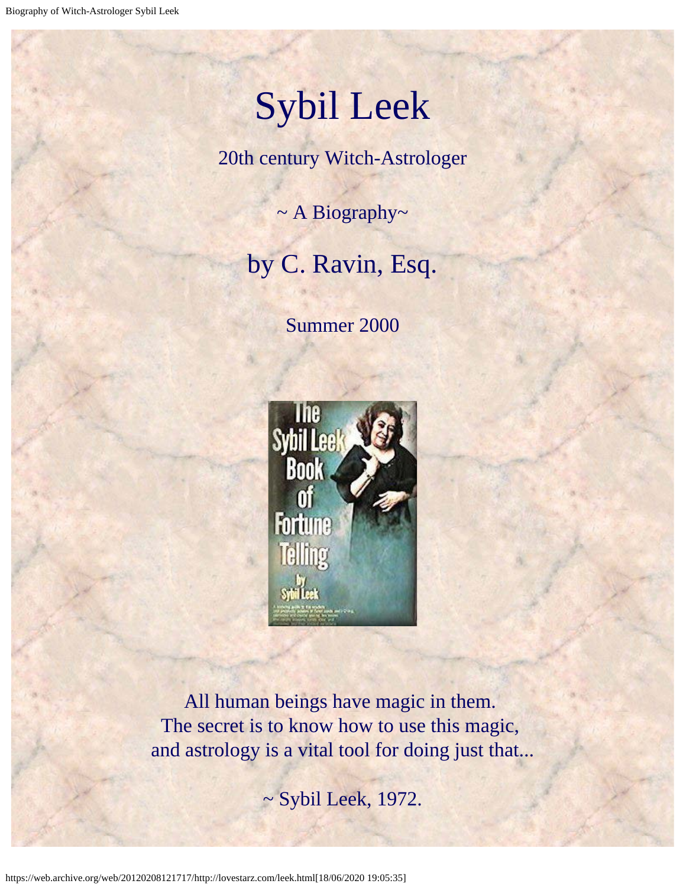# Sybil Leek

20th century Witch-Astrologer

~ A Biography~

## by C. Ravin, Esq.

Summer 2000

All human beings have magic in them.
The secret is to know how to use this magic,
and astrology is a vital tool for doing just that...

~ Sybil Leek, 1972.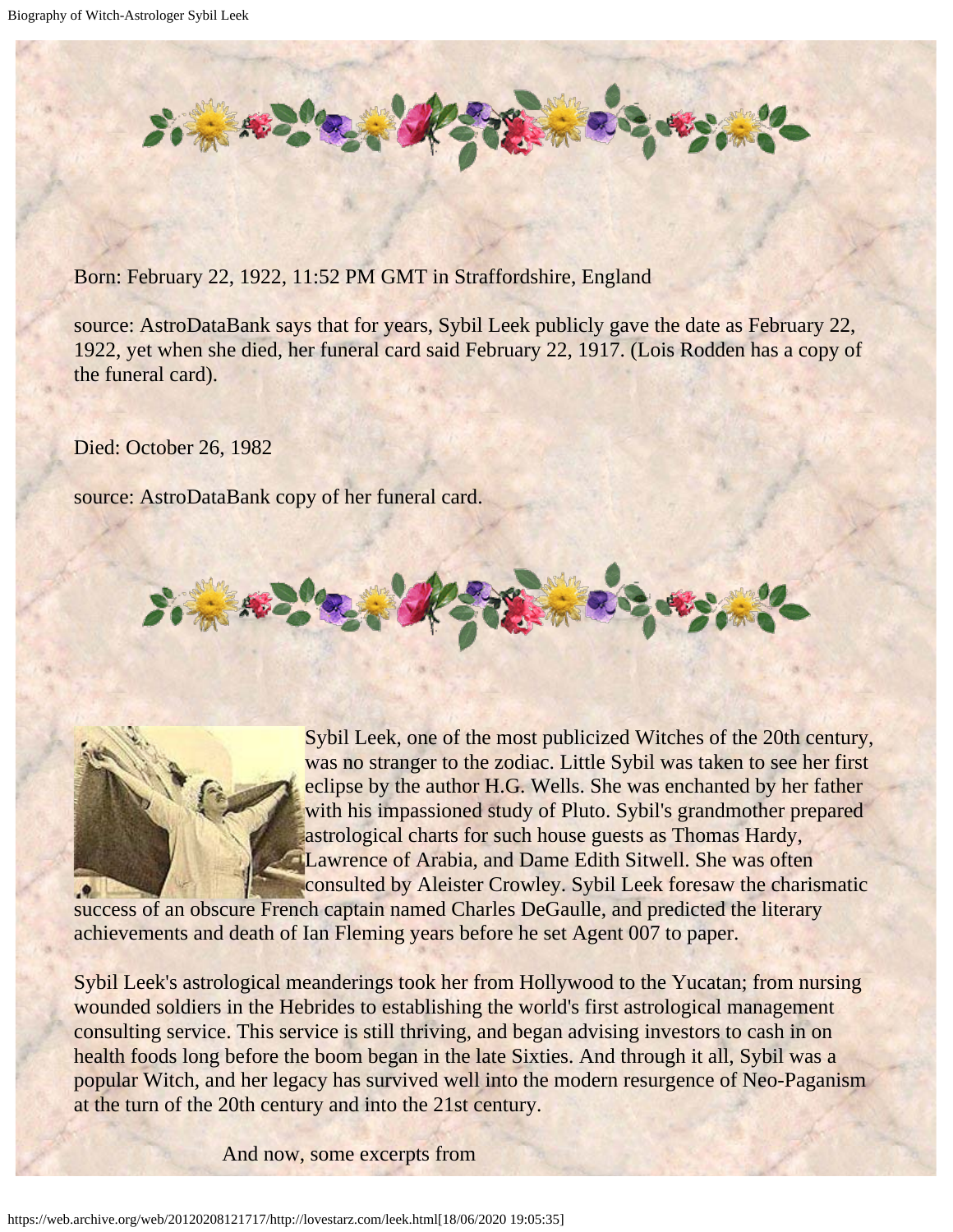Born: February 22, 1922, 11:52 PM GMT in Straffordshire, England

source: AstroDataBank says that for years, Sybil Leek publicly gave the date as February 22, 1922, yet when she died, her funeral card said February 22, 1917. (Lois Rodden has a copy of the funeral card).

Died: October 26, 1982

source: AstroDataBank copy of her funeral card.

Sybil Leek, one of the most publicized Witches of the 20th century, was no stranger to the zodiac. Little Sybil was taken to see her first eclipse by the author H.G. Wells. She was enchanted by her father with his impassioned study of Pluto. Sybil's grandmother prepared astrological charts for such house guests as Thomas Hardy, Lawrence of Arabia, and Dame Edith Sitwell. She was often consulted by Aleister Crowley. Sybil Leek foresaw the charismatic success of an obscure French captain named Charles DeGaulle, and predicted the literary achievements and death of Ian Fleming years before he set Agent 007 to paper.

Sybil Leek's astrological meanderings took her from Hollywood to the Yucatan; from nursing wounded soldiers in the Hebrides to establishing the world's first astrological management consulting service. This service is still thriving, and began advising investors to cash in on health foods long before the boom began in the late Sixties. And through it all, Sybil was a popular Witch, and her legacy has survived well into the modern resurgence of Neo-Paganism at the turn of the 20th century and into the 21st century.

And now, some excerpts from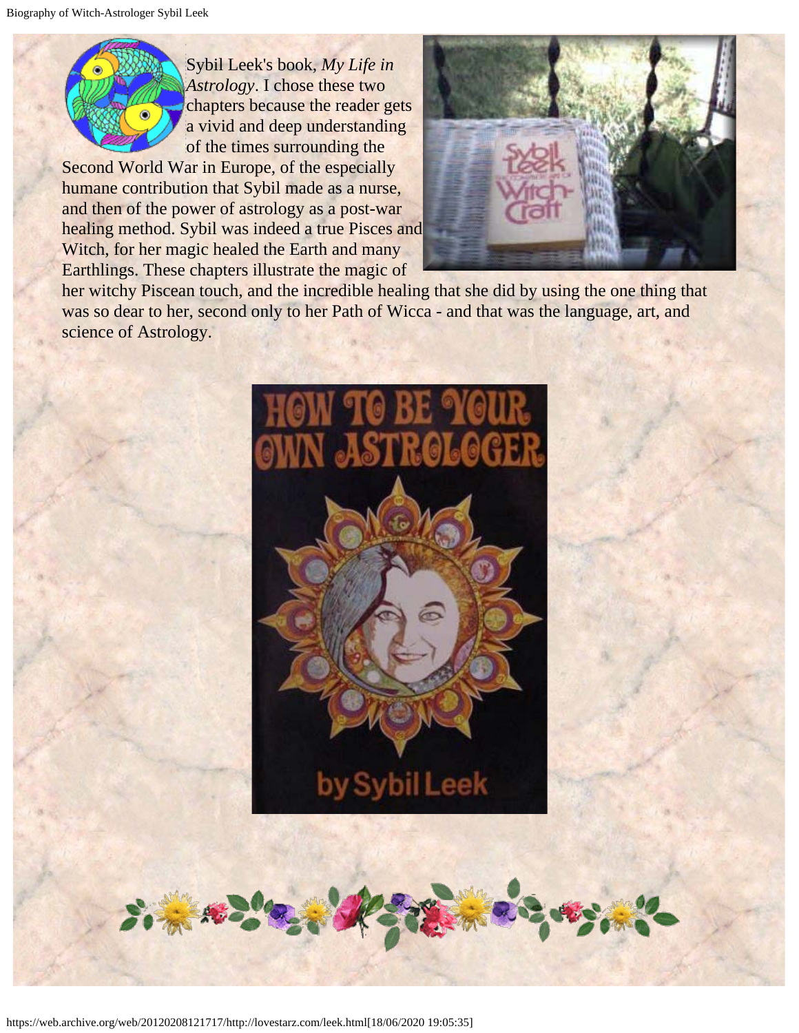Sybil Leek's book, *My Life in Astrology*. I chose these two chapters because the reader gets a vivid and deep understanding of the times surrounding the Second World War in Europe, of the especially humane contribution that Sybil made as a nurse, and then of the power of astrology as a post-war healing method. Sybil was indeed a true Pisces and Witch, for her magic healed the Earth and many Earthlings. These chapters illustrate the magic of her witchy Piscean touch, and the incredible healing that she did by using the one thing that was so dear to her, second only to her Path of Wicca - and that was the language, art, and science of Astrology.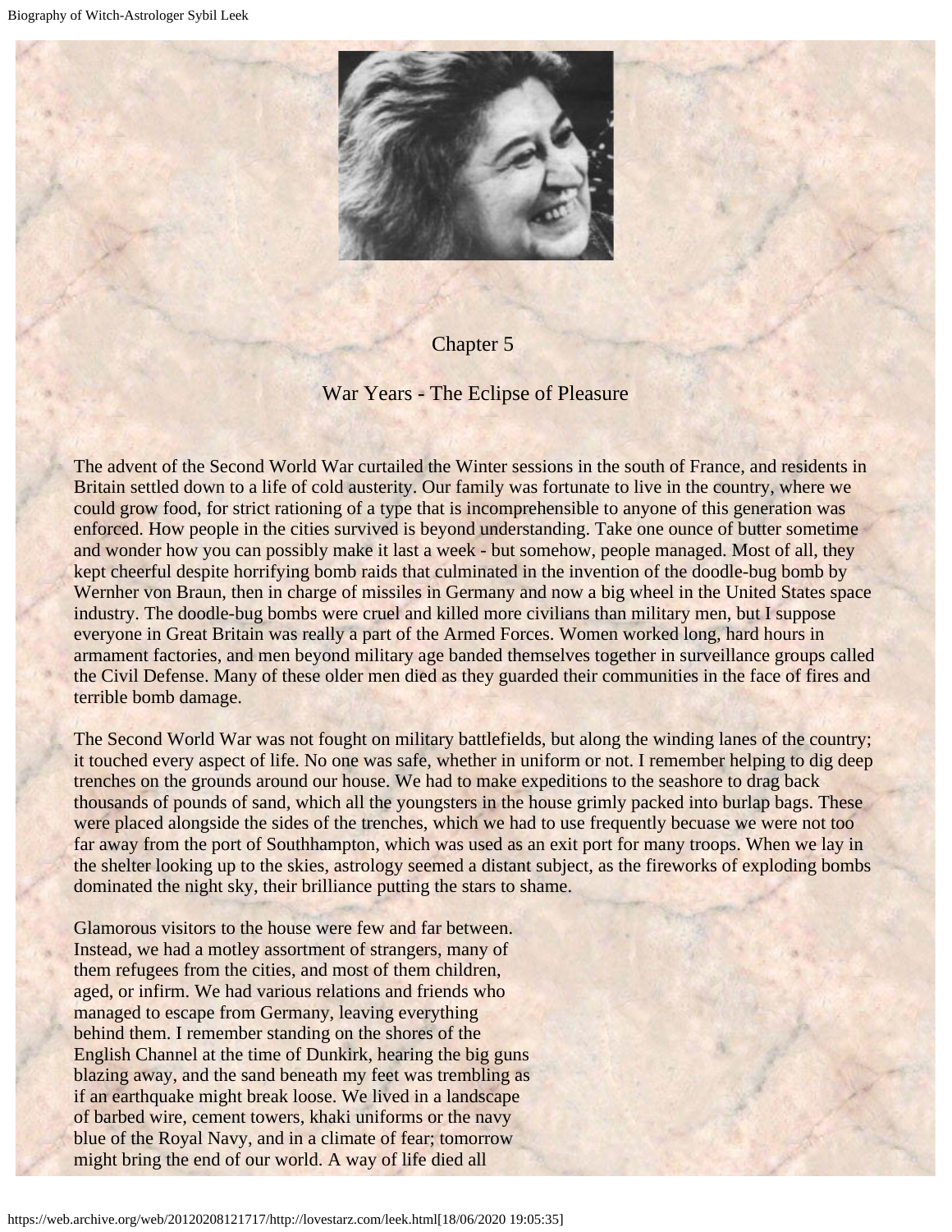Chapter 5

War Years - The Eclipse of Pleasure

The advent of the Second World War curtailed the Winter sessions in the south of France, and residents in Britain settled down to a life of cold austerity. Our family was fortunate to live in the country, where we could grow food, for strict rationing of a type that is incomprehensible to anyone of this generation was enforced. How people in the cities survived is beyond understanding. Take one ounce of butter sometime and wonder how you can possibly make it last a week - but somehow, people managed. Most of all, they kept cheerful despite horrifying bomb raids that culminated in the invention of the doodle-bug bomb by Wernher von Braun, then in charge of missiles in Germany and now a big wheel in the United States space industry. The doodle-bug bombs were cruel and killed more civilians than military men, but I suppose everyone in Great Britain was really a part of the Armed Forces. Women worked long, hard hours in armament factories, and men beyond military age banded themselves together in surveillance groups called the Civil Defense. Many of these older men died as they guarded their communities in the face of fires and terrible bomb damage.

The Second World War was not fought on military battlefields, but along the winding lanes of the country; it touched every aspect of life. No one was safe, whether in uniform or not. I remember helping to dig deep trenches on the grounds around our house. We had to make expeditions to the seashore to drag back thousands of pounds of sand, which all the youngsters in the house grimly packed into burlap bags. These were placed alongside the sides of the trenches, which we had to use frequently becuase we were not too far away from the port of Southhampton, which was used as an exit port for many troops. When we lay in the shelter looking up to the skies, astrology seemed a distant subject, as the fireworks of exploding bombs dominated the night sky, their brilliance putting the stars to shame.

Glamorous visitors to the house were few and far between. Instead, we had a motley assortment of strangers, many of them refugees from the cities, and most of them children, aged, or infirm. We had various relations and friends who managed to escape from Germany, leaving everything behind them. I remember standing on the shores of the English Channel at the time of Dunkirk, hearing the big guns blazing away, and the sand beneath my feet was trembling as if an earthquake might break loose. We lived in a landscape of barbed wire, cement towers, khaki uniforms or the navy blue of the Royal Navy, and in a climate of fear; tomorrow might bring the end of our world. A way of life died all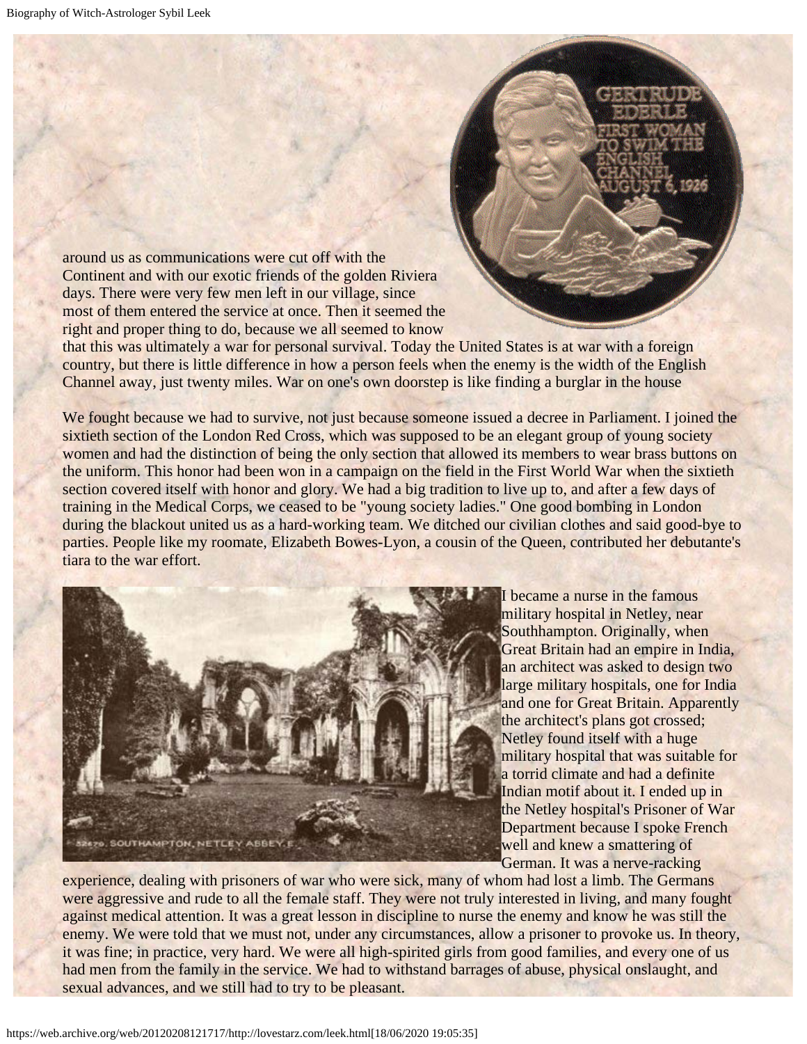around us as communications were cut off with the Continent and with our exotic friends of the golden Riviera days. There were very few men left in our village, since most of them entered the service at once. Then it seemed the right and proper thing to do, because we all seemed to know that this was ultimately a war for personal survival. Today the United States is at war with a foreign country, but there is little difference in how a person feels when the enemy is the width of the English Channel away, just twenty miles. War on one's own doorstep is like finding a burglar in the house

We fought because we had to survive, not just because someone issued a decree in Parliament. I joined the sixtieth section of the London Red Cross, which was supposed to be an elegant group of young society women and had the distinction of being the only section that allowed its members to wear brass buttons on the uniform. This honor had been won in a campaign on the field in the First World War when the sixtieth section covered itself with honor and glory. We had a big tradition to live up to, and after a few days of training in the Medical Corps, we ceased to be "young society ladies." One good bombing in London during the blackout united us as a hard-working team. We ditched our civilian clothes and said good-bye to parties. People like my roomate, Elizabeth Bowes-Lyon, a cousin of the Queen, contributed her debutante's tiara to the war effort.

I became a nurse in the famous military hospital in Netley, near Southhampton. Originally, when Great Britain had an empire in India, an architect was asked to design two large military hospitals, one for India and one for Great Britain. Apparently the architect's plans got crossed; Netley found itself with a huge military hospital that was suitable for a torrid climate and had a definite Indian motif about it. I ended up in the Netley hospital's Prisoner of War Department because I spoke French well and knew a smattering of German. It was a nerve-racking experience, dealing with prisoners of war who were sick, many of whom had lost a limb. The Germans were aggressive and rude to all the female staff. They were not truly interested in living, and many fought against medical attention. It was a great lesson in discipline to nurse the enemy and know he was still the enemy. We were told that we must not, under any circumstances, allow a prisoner to provoke us. In theory, it was fine; in practice, very hard. We were all high-spirited girls from good families, and every one of us had men from the family in the service. We had to withstand barrages of abuse, physical onslaught, and sexual advances, and we still had to try to be pleasant.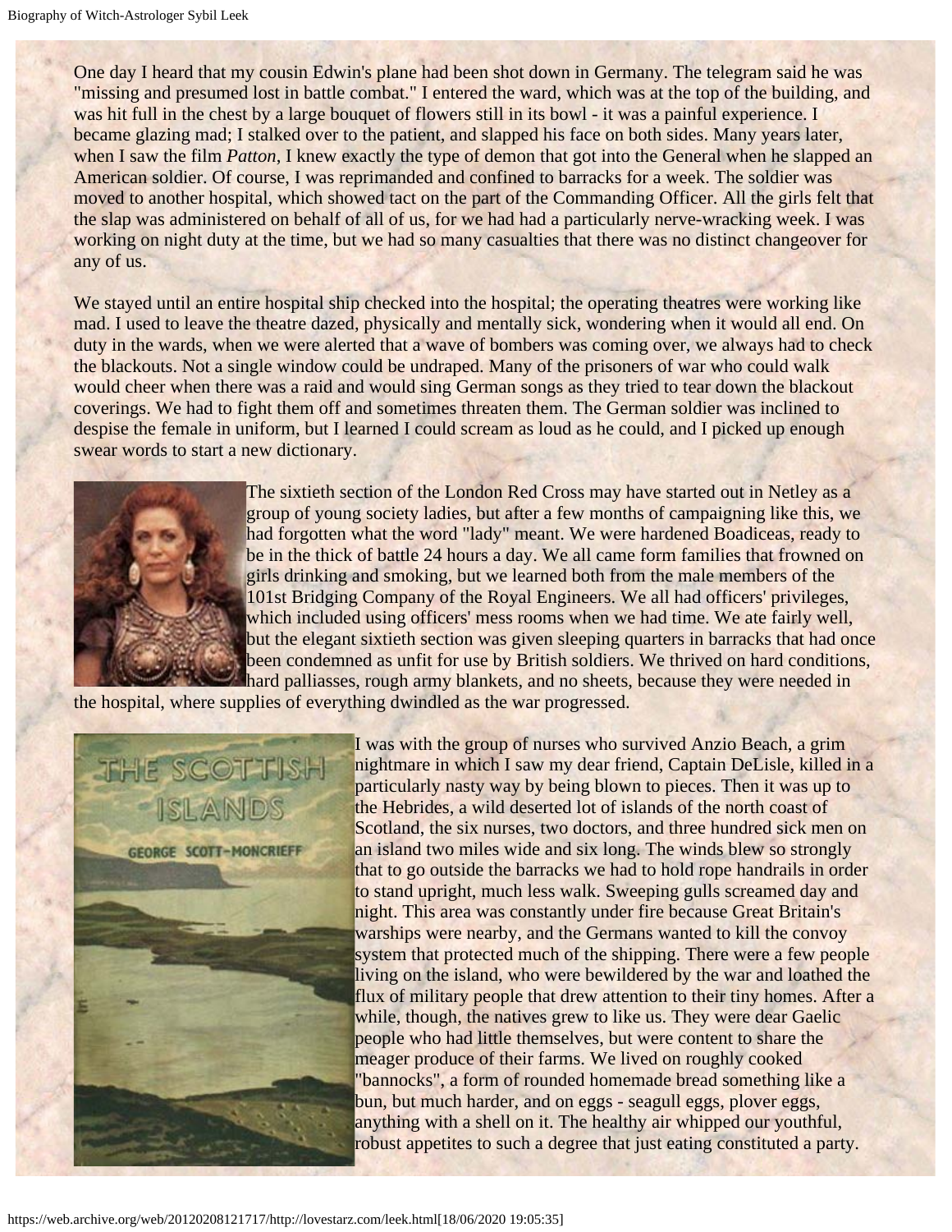One day I heard that my cousin Edwin's plane had been shot down in Germany. The telegram said he was "missing and presumed lost in battle combat." I entered the ward, which was at the top of the building, and was hit full in the chest by a large bouquet of flowers still in its bowl - it was a painful experience. I became glazing mad; I stalked over to the patient, and slapped his face on both sides. Many years later, when I saw the film *Patton*, I knew exactly the type of demon that got into the General when he slapped an American soldier. Of course, I was reprimanded and confined to barracks for a week. The soldier was moved to another hospital, which showed tact on the part of the Commanding Officer. All the girls felt that the slap was administered on behalf of all of us, for we had had a particularly nerve-wracking week. I was working on night duty at the time, but we had so many casualties that there was no distinct changeover for any of us.

We stayed until an entire hospital ship checked into the hospital; the operating theatres were working like mad. I used to leave the theatre dazed, physically and mentally sick, wondering when it would all end. On duty in the wards, when we were alerted that a wave of bombers was coming over, we always had to check the blackouts. Not a single window could be undraped. Many of the prisoners of war who could walk would cheer when there was a raid and would sing German songs as they tried to tear down the blackout coverings. We had to fight them off and sometimes threaten them. The German soldier was inclined to despise the female in uniform, but I learned I could scream as loud as he could, and I picked up enough swear words to start a new dictionary.

The sixtieth section of the London Red Cross may have started out in Netley as a group of young society ladies, but after a few months of campaigning like this, we had forgotten what the word "lady" meant. We were hardened Boadiceas, ready to be in the thick of battle 24 hours a day. We all came form families that frowned on girls drinking and smoking, but we learned both from the male members of the 101st Bridging Company of the Royal Engineers. We all had officers' privileges, which included using officers' mess rooms when we had time. We ate fairly well, but the elegant sixtieth section was given sleeping quarters in barracks that had once been condemned as unfit for use by British soldiers. We thrived on hard conditions, hard palliasses, rough army blankets, and no sheets, because they were needed in the hospital, where supplies of everything dwindled as the war progressed.

I was with the group of nurses who survived Anzio Beach, a grim nightmare in which I saw my dear friend, Captain DeLisle, killed in a particularly nasty way by being blown to pieces. Then it was up to the Hebrides, a wild deserted lot of islands of the north coast of Scotland, the six nurses, two doctors, and three hundred sick men on an island two miles wide and six long. The winds blew so strongly that to go outside the barracks we had to hold rope handrails in order to stand upright, much less walk. Sweeping gulls screamed day and night. This area was constantly under fire because Great Britain's warships were nearby, and the Germans wanted to kill the convoy system that protected much of the shipping. There were a few people living on the island, who were bewildered by the war and loathed the flux of military people that drew attention to their tiny homes. After a while, though, the natives grew to like us. They were dear Gaelic people who had little themselves, but were content to share the meager produce of their farms. We lived on roughly cooked "bannocks", a form of rounded homemade bread something like a bun, but much harder, and on eggs - seagull eggs, plover eggs, anything with a shell on it. The healthy air whipped our youthful, robust appetites to such a degree that just eating constituted a party.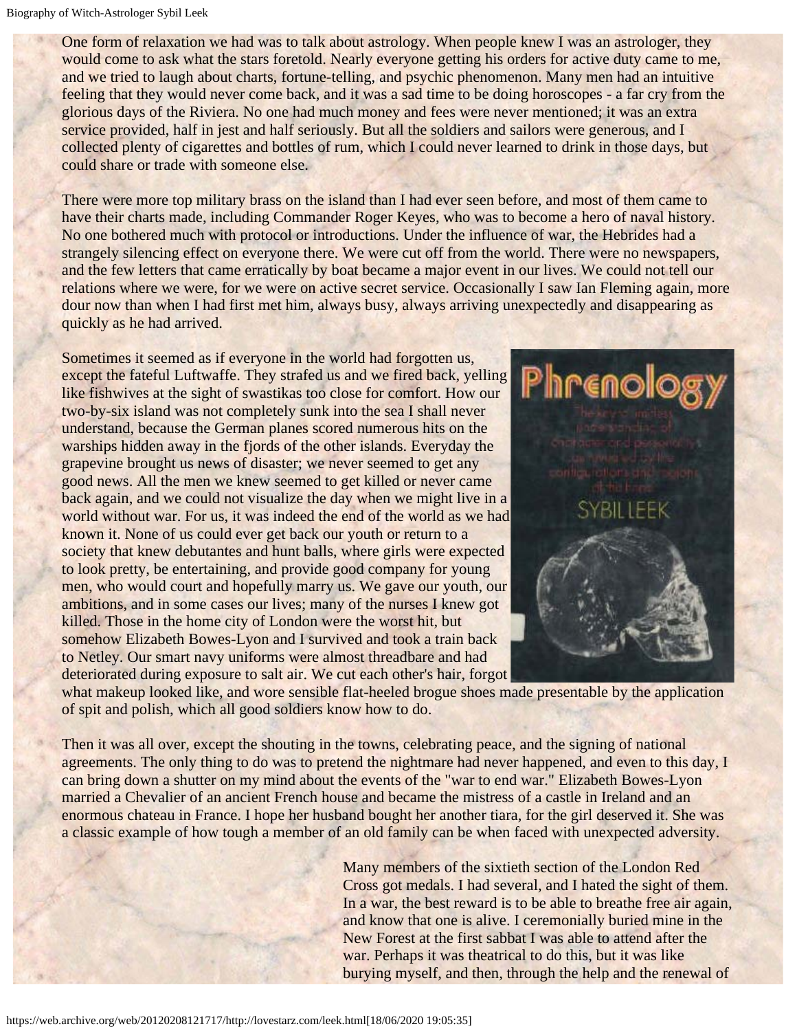One form of relaxation we had was to talk about astrology. When people knew I was an astrologer, they would come to ask what the stars foretold. Nearly everyone getting his orders for active duty came to me, and we tried to laugh about charts, fortune-telling, and psychic phenomenon. Many men had an intuitive feeling that they would never come back, and it was a sad time to be doing horoscopes - a far cry from the glorious days of the Riviera. No one had much money and fees were never mentioned; it was an extra service provided, half in jest and half seriously. But all the soldiers and sailors were generous, and I collected plenty of cigarettes and bottles of rum, which I could never learned to drink in those days, but could share or trade with someone else.

There were more top military brass on the island than I had ever seen before, and most of them came to have their charts made, including Commander Roger Keyes, who was to become a hero of naval history. No one bothered much with protocol or introductions. Under the influence of war, the Hebrides had a strangely silencing effect on everyone there. We were cut off from the world. There were no newspapers, and the few letters that came erratically by boat became a major event in our lives. We could not tell our relations where we were, for we were on active secret service. Occasionally I saw Ian Fleming again, more dour now than when I had first met him, always busy, always arriving unexpectedly and disappearing as quickly as he had arrived.

Sometimes it seemed as if everyone in the world had forgotten us, except the fateful Luftwaffe. They strafed us and we fired back, yelling like fishwives at the sight of swastikas too close for comfort. How our two-by-six island was not completely sunk into the sea I shall never understand, because the German planes scored numerous hits on the warships hidden away in the fjords of the other islands. Everyday the grapevine brought us news of disaster; we never seemed to get any good news. All the men we knew seemed to get killed or never came back again, and we could not visualize the day when we might live in a world without war. For us, it was indeed the end of the world as we had known it. None of us could ever get back our youth or return to a society that knew debutantes and hunt balls, where girls were expected to look pretty, be entertaining, and provide good company for young men, who would court and hopefully marry us. We gave our youth, our ambitions, and in some cases our lives; many of the nurses I knew got killed. Those in the home city of London were the worst hit, but somehow Elizabeth Bowes-Lyon and I survived and took a train back to Netley. Our smart navy uniforms were almost threadbare and had deteriorated during exposure to salt air. We cut each other's hair, forgot what makeup looked like, and wore sensible flat-heeled brogue shoes made presentable by the application of spit and polish, which all good soldiers know how to do.

Then it was all over, except the shouting in the towns, celebrating peace, and the signing of national agreements. The only thing to do was to pretend the nightmare had never happened, and even to this day, I can bring down a shutter on my mind about the events of the "war to end war." Elizabeth Bowes-Lyon married a Chevalier of an ancient French house and became the mistress of a castle in Ireland and an enormous chateau in France. I hope her husband bought her another tiara, for the girl deserved it. She was a classic example of how tough a member of an old family can be when faced with unexpected adversity.

Many members of the sixtieth section of the London Red Cross got medals. I had several, and I hated the sight of them. In a war, the best reward is to be able to breathe free air again, and know that one is alive. I ceremonially buried mine in the New Forest at the first sabbat I was able to attend after the war. Perhaps it was theatrical to do this, but it was like burying myself, and then, through the help and the renewal of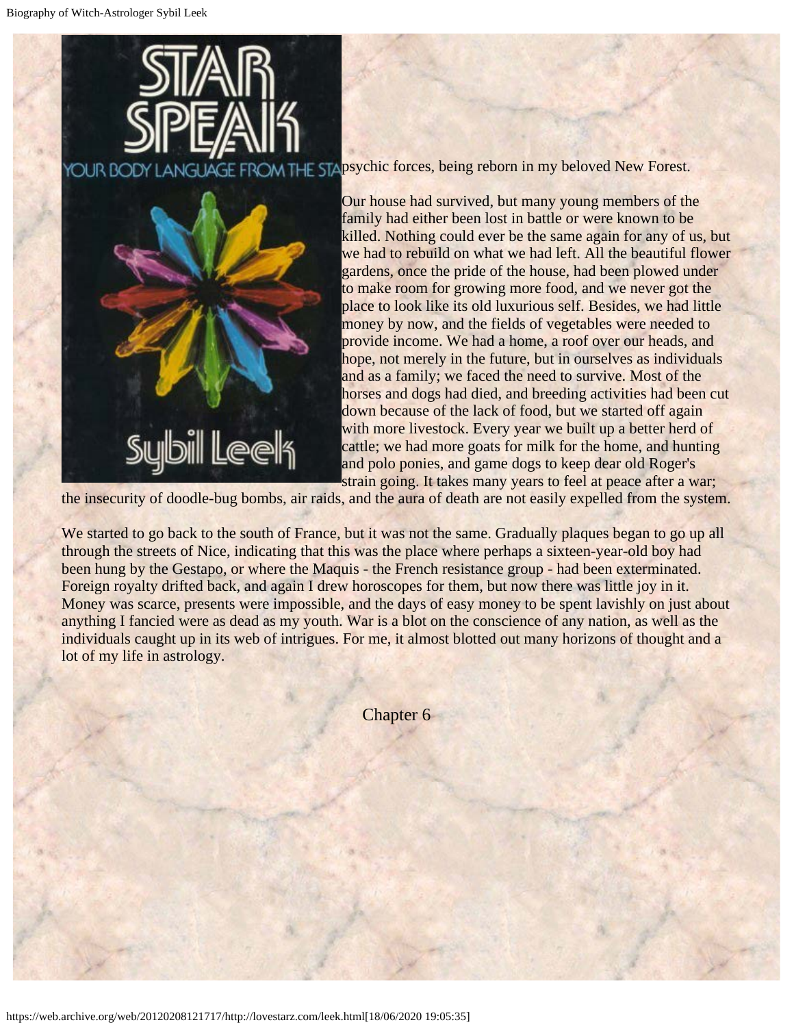psychic forces, being reborn in my beloved New Forest.

Our house had survived, but many young members of the family had either been lost in battle or were known to be killed. Nothing could ever be the same again for any of us, but we had to rebuild on what we had left. All the beautiful flower gardens, once the pride of the house, had been plowed under to make room for growing more food, and we never got the place to look like its old luxurious self. Besides, we had little money by now, and the fields of vegetables were needed to provide income. We had a home, a roof over our heads, and hope, not merely in the future, but in ourselves as individuals and as a family; we faced the need to survive. Most of the horses and dogs had died, and breeding activities had been cut down because of the lack of food, but we started off again with more livestock. Every year we built up a better herd of cattle; we had more goats for milk for the home, and hunting and polo ponies, and game dogs to keep dear old Roger's strain going. It takes many years to feel at peace after a war; the insecurity of doodle-bug bombs, air raids, and the aura of death are not easily expelled from the system.

We started to go back to the south of France, but it was not the same. Gradually plaques began to go up all through the streets of Nice, indicating that this was the place where perhaps a sixteen-year-old boy had been hung by the Gestapo, or where the Maquis - the French resistance group - had been exterminated. Foreign royalty drifted back, and again I drew horoscopes for them, but now there was little joy in it. Money was scarce, presents were impossible, and the days of easy money to be spent lavishly on just about anything I fancied were as dead as my youth. War is a blot on the conscience of any nation, as well as the individuals caught up in its web of intrigues. For me, it almost blotted out many horizons of thought and a lot of my life in astrology.

## Chapter 6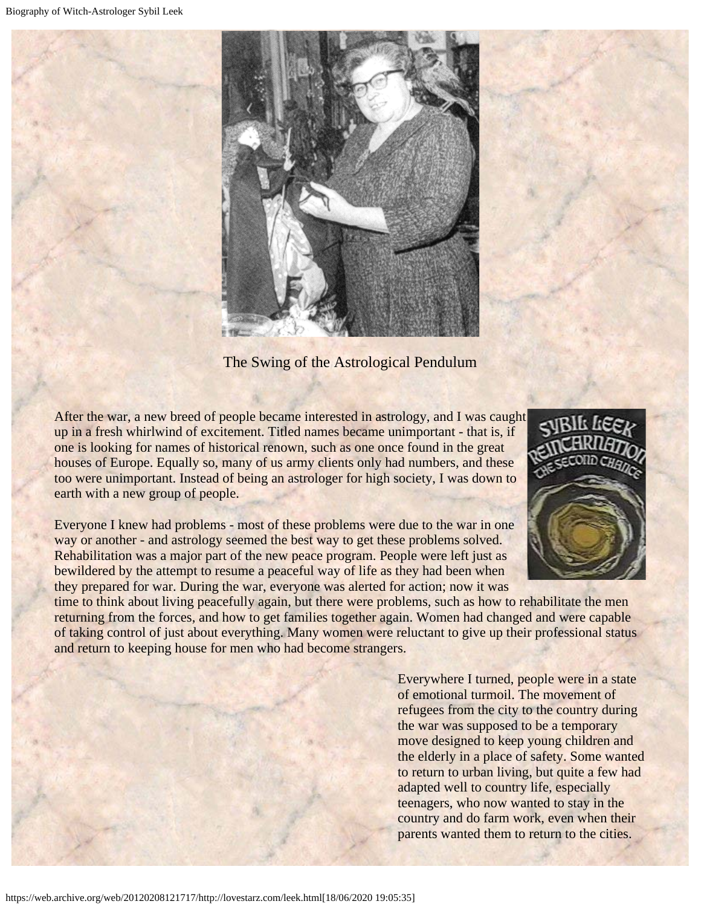The Swing of the Astrological Pendulum

After the war, a new breed of people became interested in astrology, and I was caught up in a fresh whirlwind of excitement. Titled names became unimportant - that is, if one is looking for names of historical renown, such as one once found in the great houses of Europe. Equally so, many of us army clients only had numbers, and these too were unimportant. Instead of being an astrologer for high society, I was down to earth with a new group of people.

Everyone I knew had problems - most of these problems were due to the war in one way or another - and astrology seemed the best way to get these problems solved. Rehabilitation was a major part of the new peace program. People were left just as bewildered by the attempt to resume a peaceful way of life as they had been when they prepared for war. During the war, everyone was alerted for action; now it was time to think about living peacefully again, but there were problems, such as how to rehabilitate the men returning from the forces, and how to get families together again. Women had changed and were capable of taking control of just about everything. Many women were reluctant to give up their professional status and return to keeping house for men who had become strangers.

Everywhere I turned, people were in a state of emotional turmoil. The movement of refugees from the city to the country during the war was supposed to be a temporary move designed to keep young children and the elderly in a place of safety. Some wanted to return to urban living, but quite a few had adapted well to country life, especially teenagers, who now wanted to stay in the country and do farm work, even when their parents wanted them to return to the cities.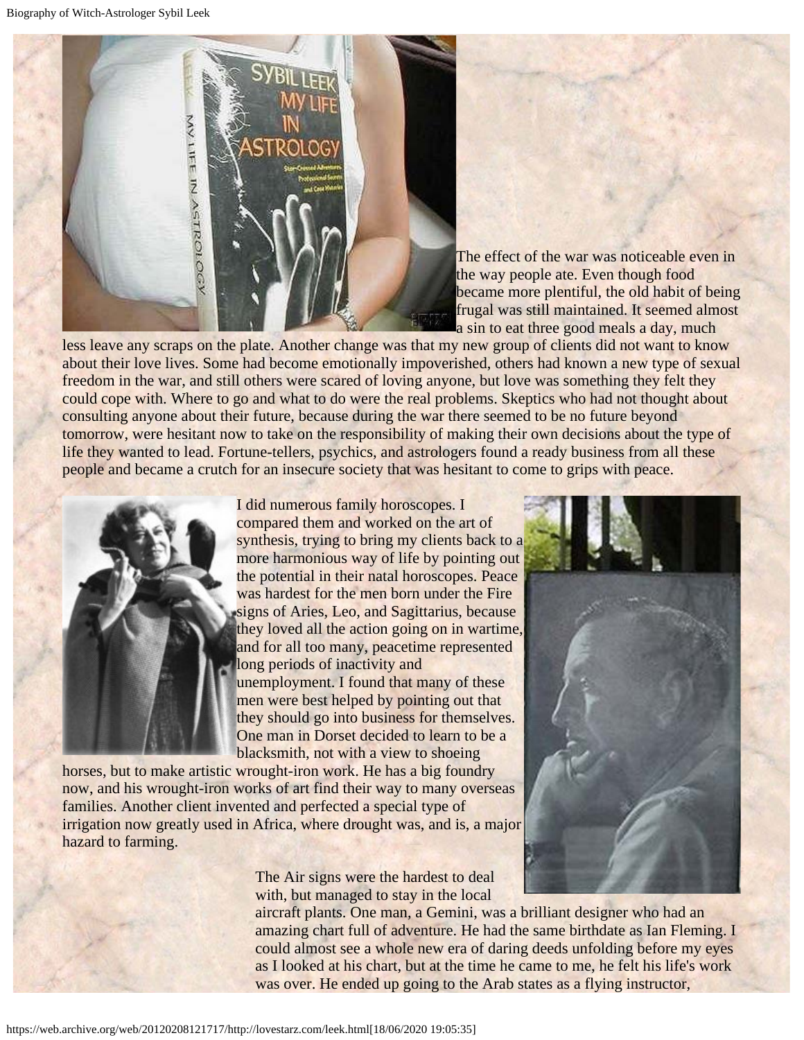The effect of the war was noticeable even in the way people ate. Even though food became more plentiful, the old habit of being frugal was still maintained. It seemed almost a sin to eat three good meals a day, much less leave any scraps on the plate. Another change was that my new group of clients did not want to know about their love lives. Some had become emotionally impoverished, others had known a new type of sexual freedom in the war, and still others were scared of loving anyone, but love was something they felt they could cope with. Where to go and what to do were the real problems. Skeptics who had not thought about consulting anyone about their future, because during the war there seemed to be no future beyond tomorrow, were hesitant now to take on the responsibility of making their own decisions about the type of life they wanted to lead. Fortune-tellers, psychics, and astrologers found a ready business from all these people and became a crutch for an insecure society that was hesitant to come to grips with peace.

I did numerous family horoscopes. I compared them and worked on the art of synthesis, trying to bring my clients back to a more harmonious way of life by pointing out the potential in their natal horoscopes. Peace was hardest for the men born under the Fire signs of Aries, Leo, and Sagittarius, because they loved all the action going on in wartime, and for all too many, peacetime represented long periods of inactivity and unemployment. I found that many of these men were best helped by pointing out that they should go into business for themselves. One man in Dorset decided to learn to be a blacksmith, not with a view to shoeing horses, but to make artistic wrought-iron work. He has a big foundry now, and his wrought-iron works of art find their way to many overseas families. Another client invented and perfected a special type of irrigation now greatly used in Africa, where drought was, and is, a major hazard to farming.

The Air signs were the hardest to deal with, but managed to stay in the local aircraft plants. One man, a Gemini, was a brilliant designer who had an amazing chart full of adventure. He had the same birthdate as Ian Fleming. I could almost see a whole new era of daring deeds unfolding before my eyes as I looked at his chart, but at the time he came to me, he felt his life's work was over. He ended up going to the Arab states as a flying instructor,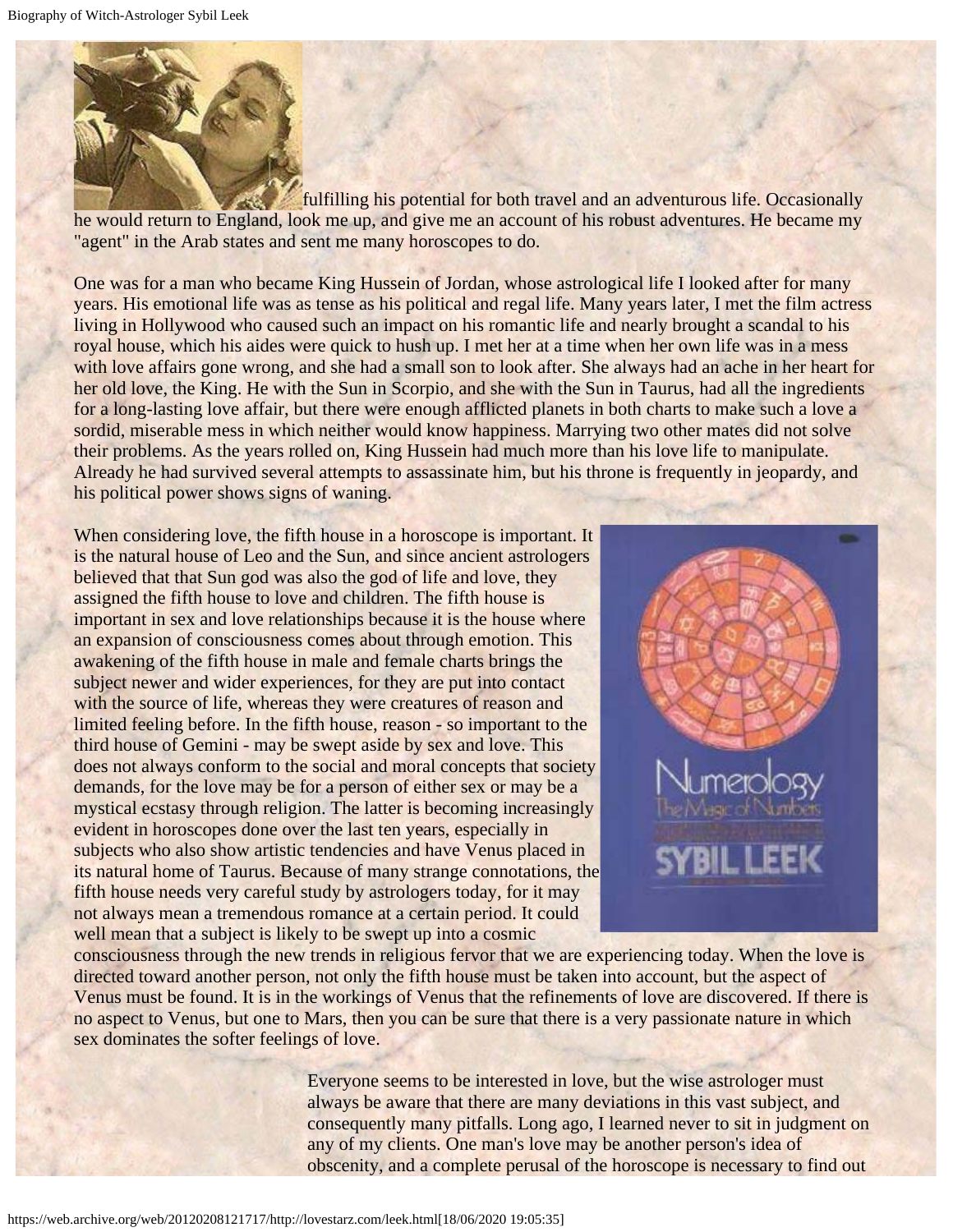fulfilling his potential for both travel and an adventurous life. Occasionally he would return to England, look me up, and give me an account of his robust adventures. He became my "agent" in the Arab states and sent me many horoscopes to do.

One was for a man who became King Hussein of Jordan, whose astrological life I looked after for many years. His emotional life was as tense as his political and regal life. Many years later, I met the film actress living in Hollywood who caused such an impact on his romantic life and nearly brought a scandal to his royal house, which his aides were quick to hush up. I met her at a time when her own life was in a mess with love affairs gone wrong, and she had a small son to look after. She always had an ache in her heart for her old love, the King. He with the Sun in Scorpio, and she with the Sun in Taurus, had all the ingredients for a long-lasting love affair, but there were enough afflicted planets in both charts to make such a love a sordid, miserable mess in which neither would know happiness. Marrying two other mates did not solve their problems. As the years rolled on, King Hussein had much more than his love life to manipulate. Already he had survived several attempts to assassinate him, but his throne is frequently in jeopardy, and his political power shows signs of waning.

When considering love, the fifth house in a horoscope is important. It is the natural house of Leo and the Sun, and since ancient astrologers believed that that Sun god was also the god of life and love, they assigned the fifth house to love and children. The fifth house is important in sex and love relationships because it is the house where an expansion of consciousness comes about through emotion. This awakening of the fifth house in male and female charts brings the subject newer and wider experiences, for they are put into contact with the source of life, whereas they were creatures of reason and limited feeling before. In the fifth house, reason - so important to the third house of Gemini - may be swept aside by sex and love. This does not always conform to the social and moral concepts that society demands, for the love may be for a person of either sex or may be a mystical ecstasy through religion. The latter is becoming increasingly evident in horoscopes done over the last ten years, especially in subjects who also show artistic tendencies and have Venus placed in its natural home of Taurus. Because of many strange connotations, the fifth house needs very careful study by astrologers today, for it may not always mean a tremendous romance at a certain period. It could well mean that a subject is likely to be swept up into a cosmic consciousness through the new trends in religious fervor that we are experiencing today. When the love is directed toward another person, not only the fifth house must be taken into account, but the aspect of Venus must be found. It is in the workings of Venus that the refinements of love are discovered. If there is no aspect to Venus, but one to Mars, then you can be sure that there is a very passionate nature in which sex dominates the softer feelings of love.

Everyone seems to be interested in love, but the wise astrologer must always be aware that there are many deviations in this vast subject, and consequently many pitfalls. Long ago, I learned never to sit in judgment on any of my clients. One man's love may be another person's idea of obscenity, and a complete perusal of the horoscope is necessary to find out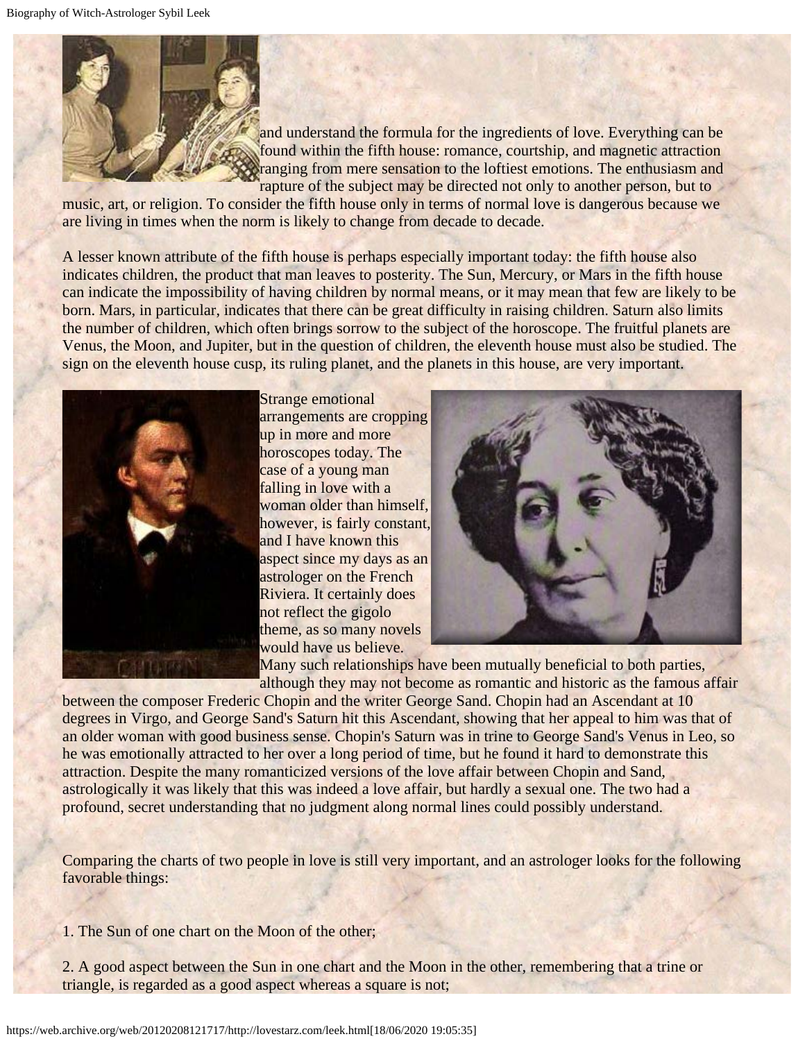and understand the formula for the ingredients of love. Everything can be found within the fifth house: romance, courtship, and magnetic attraction ranging from mere sensation to the loftiest emotions. The enthusiasm and rapture of the subject may be directed not only to another person, but to music, art, or religion. To consider the fifth house only in terms of normal love is dangerous because we are living in times when the norm is likely to change from decade to decade.

A lesser known attribute of the fifth house is perhaps especially important today: the fifth house also indicates children, the product that man leaves to posterity. The Sun, Mercury, or Mars in the fifth house can indicate the impossibility of having children by normal means, or it may mean that few are likely to be born. Mars, in particular, indicates that there can be great difficulty in raising children. Saturn also limits the number of children, which often brings sorrow to the subject of the horoscope. The fruitful planets are Venus, the Moon, and Jupiter, but in the question of children, the eleventh house must also be studied. The sign on the eleventh house cusp, its ruling planet, and the planets in this house, are very important.

Strange emotional arrangements are cropping up in more and more horoscopes today. The case of a young man falling in love with a woman older than himself, however, is fairly constant, and I have known this aspect since my days as an astrologer on the French Riviera. It certainly does not reflect the gigolo theme, as so many novels would have us believe. Many such relationships have been mutually beneficial to both parties, although they may not become as romantic and historic as the famous affair between the composer Frederic Chopin and the writer George Sand. Chopin had an Ascendant at 10 degrees in Virgo, and George Sand's Saturn hit this Ascendant, showing that her appeal to him was that of an older woman with good business sense. Chopin's Saturn was in trine to George Sand's Venus in Leo, so he was emotionally attracted to her over a long period of time, but he found it hard to demonstrate this attraction. Despite the many romanticized versions of the love affair between Chopin and Sand, astrologically it was likely that this was indeed a love affair, but hardly a sexual one. The two had a profound, secret understanding that no judgment along normal lines could possibly understand.

Comparing the charts of two people in love is still very important, and an astrologer looks for the following favorable things:

1. The Sun of one chart on the Moon of the other;

2. A good aspect between the Sun in one chart and the Moon in the other, remembering that a trine or triangle, is regarded as a good aspect whereas a square is not;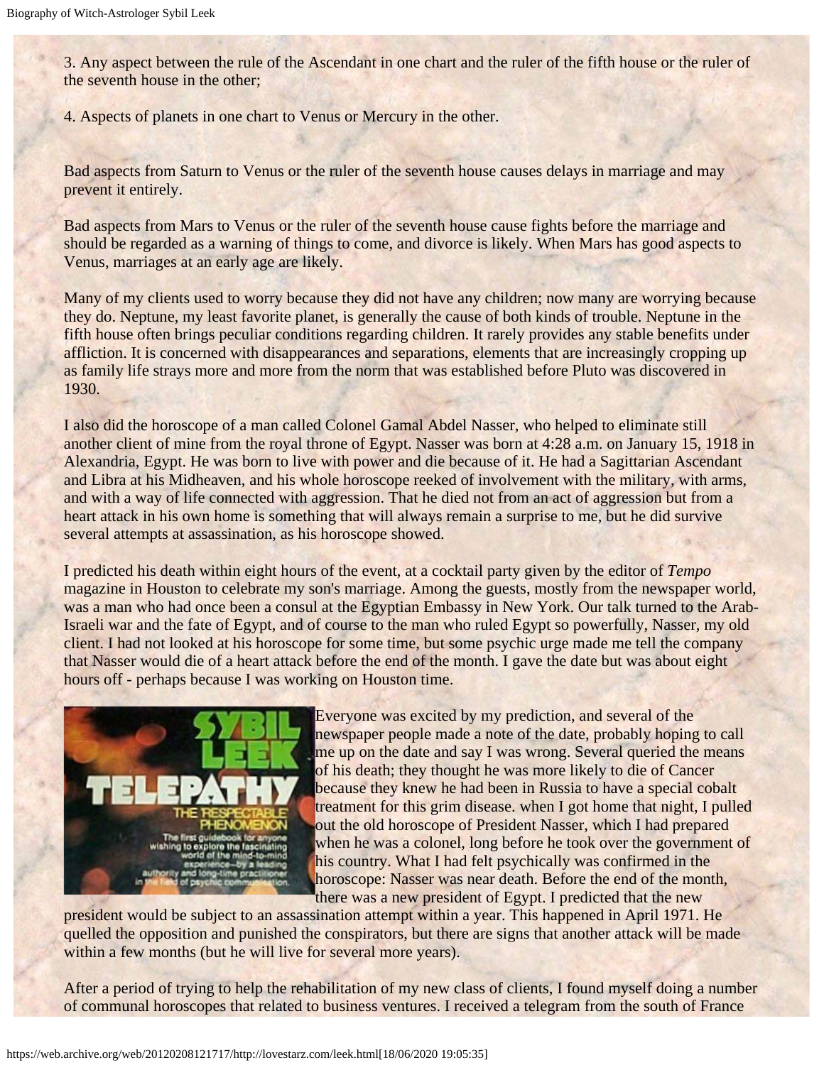3. Any aspect between the rule of the Ascendant in one chart and the ruler of the fifth house or the ruler of the seventh house in the other;

4. Aspects of planets in one chart to Venus or Mercury in the other.

Bad aspects from Saturn to Venus or the ruler of the seventh house causes delays in marriage and may prevent it entirely.

Bad aspects from Mars to Venus or the ruler of the seventh house cause fights before the marriage and should be regarded as a warning of things to come, and divorce is likely. When Mars has good aspects to Venus, marriages at an early age are likely.

Many of my clients used to worry because they did not have any children; now many are worrying because they do. Neptune, my least favorite planet, is generally the cause of both kinds of trouble. Neptune in the fifth house often brings peculiar conditions regarding children. It rarely provides any stable benefits under affliction. It is concerned with disappearances and separations, elements that are increasingly cropping up as family life strays more and more from the norm that was established before Pluto was discovered in 1930.

I also did the horoscope of a man called Colonel Gamal Abdel Nasser, who helped to eliminate still another client of mine from the royal throne of Egypt. Nasser was born at 4:28 a.m. on January 15, 1918 in Alexandria, Egypt. He was born to live with power and die because of it. He had a Sagittarian Ascendant and Libra at his Midheaven, and his whole horoscope reeked of involvement with the military, with arms, and with a way of life connected with aggression. That he died not from an act of aggression but from a heart attack in his own home is something that will always remain a surprise to me, but he did survive several attempts at assassination, as his horoscope showed.

I predicted his death within eight hours of the event, at a cocktail party given by the editor of *Tempo* magazine in Houston to celebrate my son's marriage. Among the guests, mostly from the newspaper world, was a man who had once been a consul at the Egyptian Embassy in New York. Our talk turned to the Arab-Israeli war and the fate of Egypt, and of course to the man who ruled Egypt so powerfully, Nasser, my old client. I had not looked at his horoscope for some time, but some psychic urge made me tell the company that Nasser would die of a heart attack before the end of the month. I gave the date but was about eight hours off - perhaps because I was working on Houston time.

Everyone was excited by my prediction, and several of the newspaper people made a note of the date, probably hoping to call me up on the date and say I was wrong. Several queried the means of his death; they thought he was more likely to die of Cancer because they knew he had been in Russia to have a special cobalt treatment for this grim disease. when I got home that night, I pulled out the old horoscope of President Nasser, which I had prepared when he was a colonel, long before he took over the government of his country. What I had felt psychically was confirmed in the horoscope: Nasser was near death. Before the end of the month, there was a new president of Egypt. I predicted that the new president would be subject to an assassination attempt within a year. This happened in April 1971. He quelled the opposition and punished the conspirators, but there are signs that another attack will be made within a few months (but he will live for several more years).

After a period of trying to help the rehabilitation of my new class of clients, I found myself doing a number of communal horoscopes that related to business ventures. I received a telegram from the south of France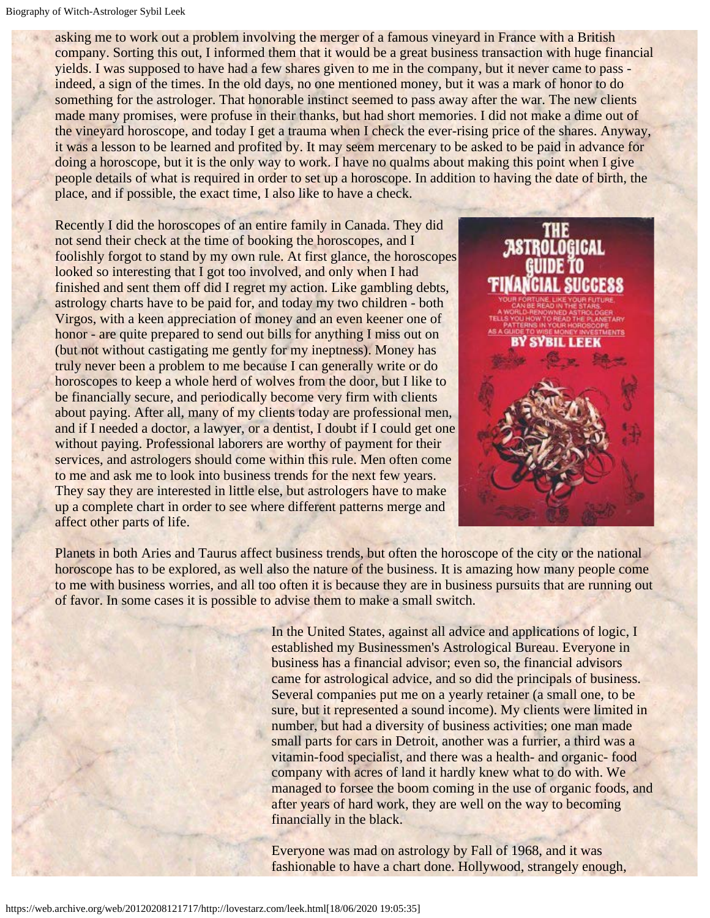asking me to work out a problem involving the merger of a famous vineyard in France with a British company. Sorting this out, I informed them that it would be a great business transaction with huge financial yields. I was supposed to have had a few shares given to me in the company, but it never came to pass - indeed, a sign of the times. In the old days, no one mentioned money, but it was a mark of honor to do something for the astrologer. That honorable instinct seemed to pass away after the war. The new clients made many promises, were profuse in their thanks, but had short memories. I did not make a dime out of the vineyard horoscope, and today I get a trauma when I check the ever-rising price of the shares. Anyway, it was a lesson to be learned and profited by. It may seem mercenary to be asked to be paid in advance for doing a horoscope, but it is the only way to work. I have no qualms about making this point when I give people details of what is required in order to set up a horoscope. In addition to having the date of birth, the place, and if possible, the exact time, I also like to have a check.

Recently I did the horoscopes of an entire family in Canada. They did not send their check at the time of booking the horoscopes, and I foolishly forgot to stand by my own rule. At first glance, the horoscopes looked so interesting that I got too involved, and only when I had finished and sent them off did I regret my action. Like gambling debts, astrology charts have to be paid for, and today my two children - both Virgos, with a keen appreciation of money and an even keener one of honor - are quite prepared to send out bills for anything I miss out on (but not without castigating me gently for my ineptness). Money has truly never been a problem to me because I can generally write or do horoscopes to keep a whole herd of wolves from the door, but I like to be financially secure, and periodically become very firm with clients about paying. After all, many of my clients today are professional men, and if I needed a doctor, a lawyer, or a dentist, I doubt if I could get one without paying. Professional laborers are worthy of payment for their services, and astrologers should come within this rule. Men often come to me and ask me to look into business trends for the next few years. They say they are interested in little else, but astrologers have to make up a complete chart in order to see where different patterns merge and affect other parts of life.

Planets in both Aries and Taurus affect business trends, but often the horoscope of the city or the national horoscope has to be explored, as well also the nature of the business. It is amazing how many people come to me with business worries, and all too often it is because they are in business pursuits that are running out of favor. In some cases it is possible to advise them to make a small switch.

In the United States, against all advice and applications of logic, I established my Businessmen's Astrological Bureau. Everyone in business has a financial advisor; even so, the financial advisors came for astrological advice, and so did the principals of business. Several companies put me on a yearly retainer (a small one, to be sure, but it represented a sound income). My clients were limited in number, but had a diversity of business activities; one man made small parts for cars in Detroit, another was a furrier, a third was a vitamin-food specialist, and there was a health- and organic- food company with acres of land it hardly knew what to do with. We managed to forsee the boom coming in the use of organic foods, and after years of hard work, they are well on the way to becoming financially in the black.

Everyone was mad on astrology by Fall of 1968, and it was fashionable to have a chart done. Hollywood, strangely enough,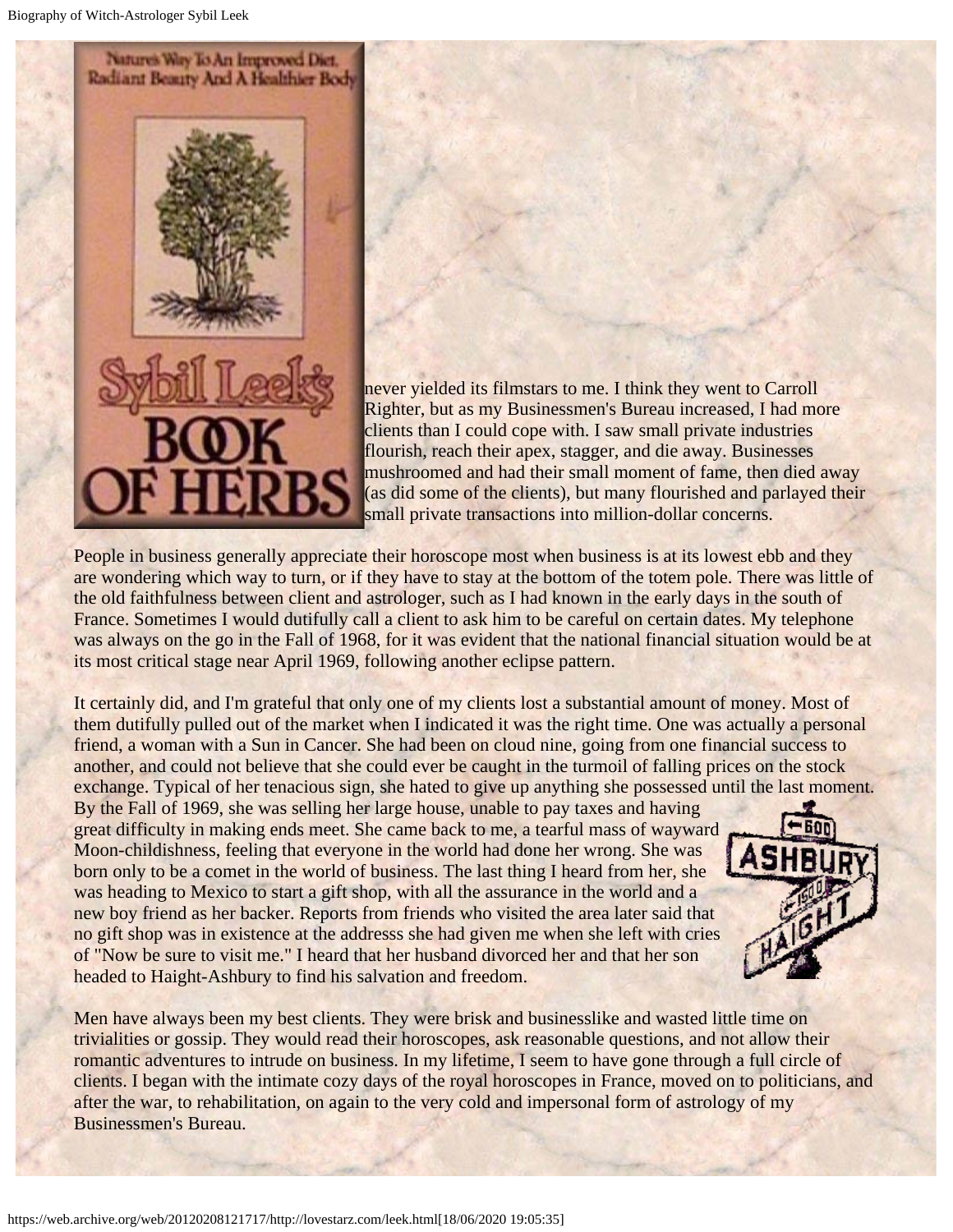never yielded its filmstars to me. I think they went to Carroll Righter, but as my Businessmen's Bureau increased, I had more clients than I could cope with. I saw small private industries flourish, reach their apex, stagger, and die away. Businesses mushroomed and had their small moment of fame, then died away (as did some of the clients), but many flourished and parlayed their small private transactions into million-dollar concerns.

People in business generally appreciate their horoscope most when business is at its lowest ebb and they are wondering which way to turn, or if they have to stay at the bottom of the totem pole. There was little of the old faithfulness between client and astrologer, such as I had known in the early days in the south of France. Sometimes I would dutifully call a client to ask him to be careful on certain dates. My telephone was always on the go in the Fall of 1968, for it was evident that the national financial situation would be at its most critical stage near April 1969, following another eclipse pattern.

It certainly did, and I'm grateful that only one of my clients lost a substantial amount of money. Most of them dutifully pulled out of the market when I indicated it was the right time. One was actually a personal friend, a woman with a Sun in Cancer. She had been on cloud nine, going from one financial success to another, and could not believe that she could ever be caught in the turmoil of falling prices on the stock exchange. Typical of her tenacious sign, she hated to give up anything she possessed until the last moment. By the Fall of 1969, she was selling her large house, unable to pay taxes and having great difficulty in making ends meet. She came back to me, a tearful mass of wayward Moon-childishness, feeling that everyone in the world had done her wrong. She was born only to be a comet in the world of business. The last thing I heard from her, she was heading to Mexico to start a gift shop, with all the assurance in the world and a new boy friend as her backer. Reports from friends who visited the area later said that no gift shop was in existence at the addresss she had given me when she left with cries of "Now be sure to visit me." I heard that her husband divorced her and that her son headed to Haight-Ashbury to find his salvation and freedom.

Men have always been my best clients. They were brisk and businesslike and wasted little time on trivialities or gossip. They would read their horoscopes, ask reasonable questions, and not allow their romantic adventures to intrude on business. In my lifetime, I seem to have gone through a full circle of clients. I began with the intimate cozy days of the royal horoscopes in France, moved on to politicians, and after the war, to rehabilitation, on again to the very cold and impersonal form of astrology of my Businessmen's Bureau.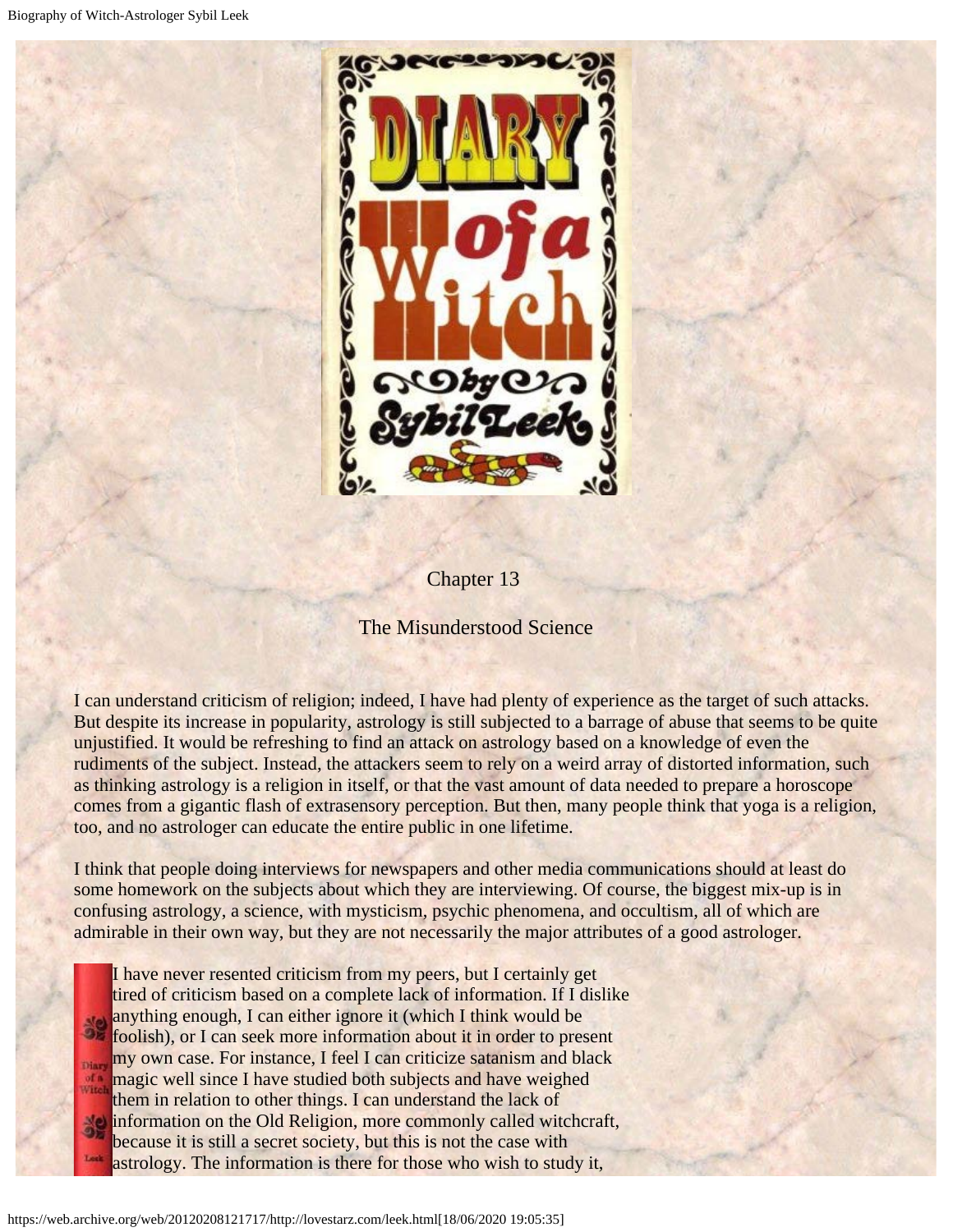## Chapter 13

## The Misunderstood Science

I can understand criticism of religion; indeed, I have had plenty of experience as the target of such attacks. But despite its increase in popularity, astrology is still subjected to a barrage of abuse that seems to be quite unjustified. It would be refreshing to find an attack on astrology based on a knowledge of even the rudiments of the subject. Instead, the attackers seem to rely on a weird array of distorted information, such as thinking astrology is a religion in itself, or that the vast amount of data needed to prepare a horoscope comes from a gigantic flash of extrasensory perception. But then, many people think that yoga is a religion, too, and no astrologer can educate the entire public in one lifetime.

I think that people doing interviews for newspapers and other media communications should at least do some homework on the subjects about which they are interviewing. Of course, the biggest mix-up is in confusing astrology, a science, with mysticism, psychic phenomena, and occultism, all of which are admirable in their own way, but they are not necessarily the major attributes of a good astrologer.

I have never resented criticism from my peers, but I certainly get tired of criticism based on a complete lack of information. If I dislike anything enough, I can either ignore it (which I think would be foolish), or I can seek more information about it in order to present my own case. For instance, I feel I can criticize satanism and black magic well since I have studied both subjects and have weighed them in relation to other things. I can understand the lack of information on the Old Religion, more commonly called witchcraft, because it is still a secret society, but this is not the case with astrology. The information is there for those who wish to study it,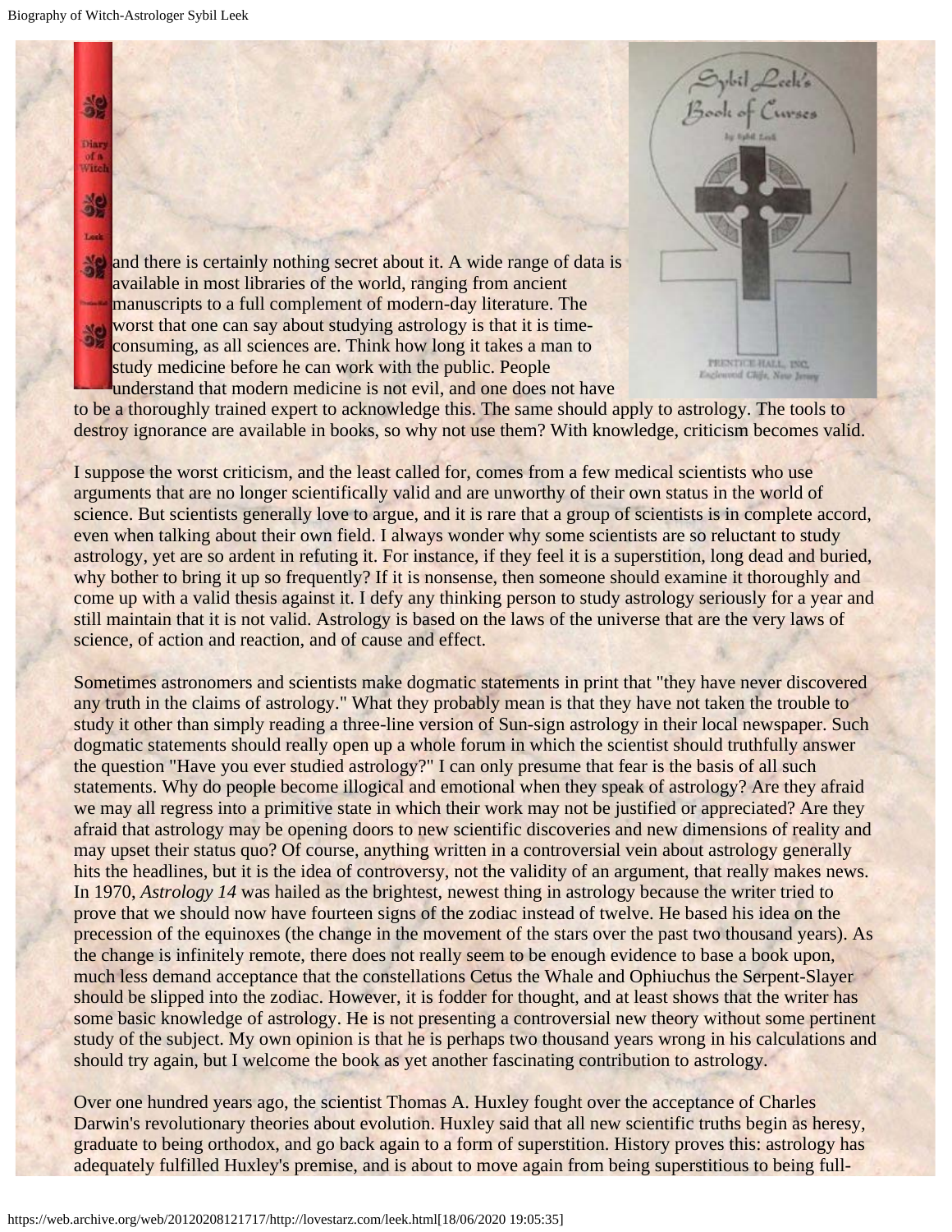and there is certainly nothing secret about it. A wide range of data is available in most libraries of the world, ranging from ancient manuscripts to a full complement of modern-day literature. The worst that one can say about studying astrology is that it is time-consuming, as all sciences are. Think how long it takes a man to study medicine before he can work with the public. People understand that modern medicine is not evil, and one does not have to be a thoroughly trained expert to acknowledge this. The same should apply to astrology. The tools to destroy ignorance are available in books, so why not use them? With knowledge, criticism becomes valid.

I suppose the worst criticism, and the least called for, comes from a few medical scientists who use arguments that are no longer scientifically valid and are unworthy of their own status in the world of science. But scientists generally love to argue, and it is rare that a group of scientists is in complete accord, even when talking about their own field. I always wonder why some scientists are so reluctant to study astrology, yet are so ardent in refuting it. For instance, if they feel it is a superstition, long dead and buried, why bother to bring it up so frequently? If it is nonsense, then someone should examine it thoroughly and come up with a valid thesis against it. I defy any thinking person to study astrology seriously for a year and still maintain that it is not valid. Astrology is based on the laws of the universe that are the very laws of science, of action and reaction, and of cause and effect.

Sometimes astronomers and scientists make dogmatic statements in print that "they have never discovered any truth in the claims of astrology." What they probably mean is that they have not taken the trouble to study it other than simply reading a three-line version of Sun-sign astrology in their local newspaper. Such dogmatic statements should really open up a whole forum in which the scientist should truthfully answer the question "Have you ever studied astrology?" I can only presume that fear is the basis of all such statements. Why do people become illogical and emotional when they speak of astrology? Are they afraid we may all regress into a primitive state in which their work may not be justified or appreciated? Are they afraid that astrology may be opening doors to new scientific discoveries and new dimensions of reality and may upset their status quo? Of course, anything written in a controversial vein about astrology generally hits the headlines, but it is the idea of controversy, not the validity of an argument, that really makes news. In 1970, *Astrology 14* was hailed as the brightest, newest thing in astrology because the writer tried to prove that we should now have fourteen signs of the zodiac instead of twelve. He based his idea on the precession of the equinoxes (the change in the movement of the stars over the past two thousand years). As the change is infinitely remote, there does not really seem to be enough evidence to base a book upon, much less demand acceptance that the constellations Cetus the Whale and Ophiuchus the Serpent-Slayer should be slipped into the zodiac. However, it is fodder for thought, and at least shows that the writer has some basic knowledge of astrology. He is not presenting a controversial new theory without some pertinent study of the subject. My own opinion is that he is perhaps two thousand years wrong in his calculations and should try again, but I welcome the book as yet another fascinating contribution to astrology.

Over one hundred years ago, the scientist Thomas A. Huxley fought over the acceptance of Charles Darwin's revolutionary theories about evolution. Huxley said that all new scientific truths begin as heresy, graduate to being orthodox, and go back again to a form of superstition. History proves this: astrology has adequately fulfilled Huxley's premise, and is about to move again from being superstitious to being full-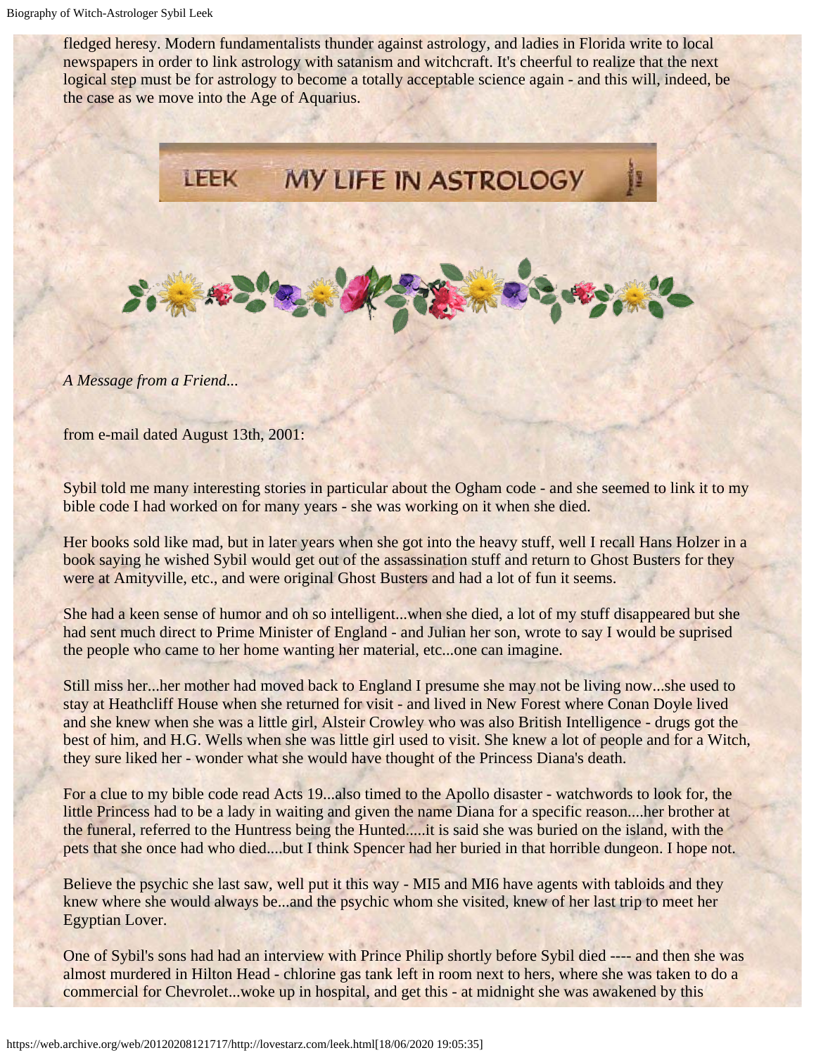fledged heresy. Modern fundamentalists thunder against astrology, and ladies in Florida write to local newspapers in order to link astrology with satanism and witchcraft. It's cheerful to realize that the next logical step must be for astrology to become a totally acceptable science again - and this will, indeed, be the case as we move into the Age of Aquarius.

LEEK MY LIFE IN ASTROLOGY

*A Message from a Friend...*

from e-mail dated August 13th, 2001:

Sybil told me many interesting stories in particular about the Ogham code - and she seemed to link it to my bible code I had worked on for many years - she was working on it when she died.

Her books sold like mad, but in later years when she got into the heavy stuff, well I recall Hans Holzer in a book saying he wished Sybil would get out of the assassination stuff and return to Ghost Busters for they were at Amityville, etc., and were original Ghost Busters and had a lot of fun it seems.

She had a keen sense of humor and oh so intelligent...when she died, a lot of my stuff disappeared but she had sent much direct to Prime Minister of England - and Julian her son, wrote to say I would be suprised the people who came to her home wanting her material, etc...one can imagine.

Still miss her...her mother had moved back to England I presume she may not be living now...she used to stay at Heathcliff House when she returned for visit - and lived in New Forest where Conan Doyle lived and she knew when she was a little girl, Alsteir Crowley who was also British Intelligence - drugs got the best of him, and H.G. Wells when she was little girl used to visit. She knew a lot of people and for a Witch, they sure liked her - wonder what she would have thought of the Princess Diana's death.

For a clue to my bible code read Acts 19...also timed to the Apollo disaster - watchwords to look for, the little Princess had to be a lady in waiting and given the name Diana for a specific reason....her brother at the funeral, referred to the Huntress being the Hunted.....it is said she was buried on the island, with the pets that she once had who died....but I think Spencer had her buried in that horrible dungeon. I hope not.

Believe the psychic she last saw, well put it this way - MI5 and MI6 have agents with tabloids and they knew where she would always be...and the psychic whom she visited, knew of her last trip to meet her Egyptian Lover.

One of Sybil's sons had had an interview with Prince Philip shortly before Sybil died ---- and then she was almost murdered in Hilton Head - chlorine gas tank left in room next to hers, where she was taken to do a commercial for Chevrolet...woke up in hospital, and get this - at midnight she was awakened by this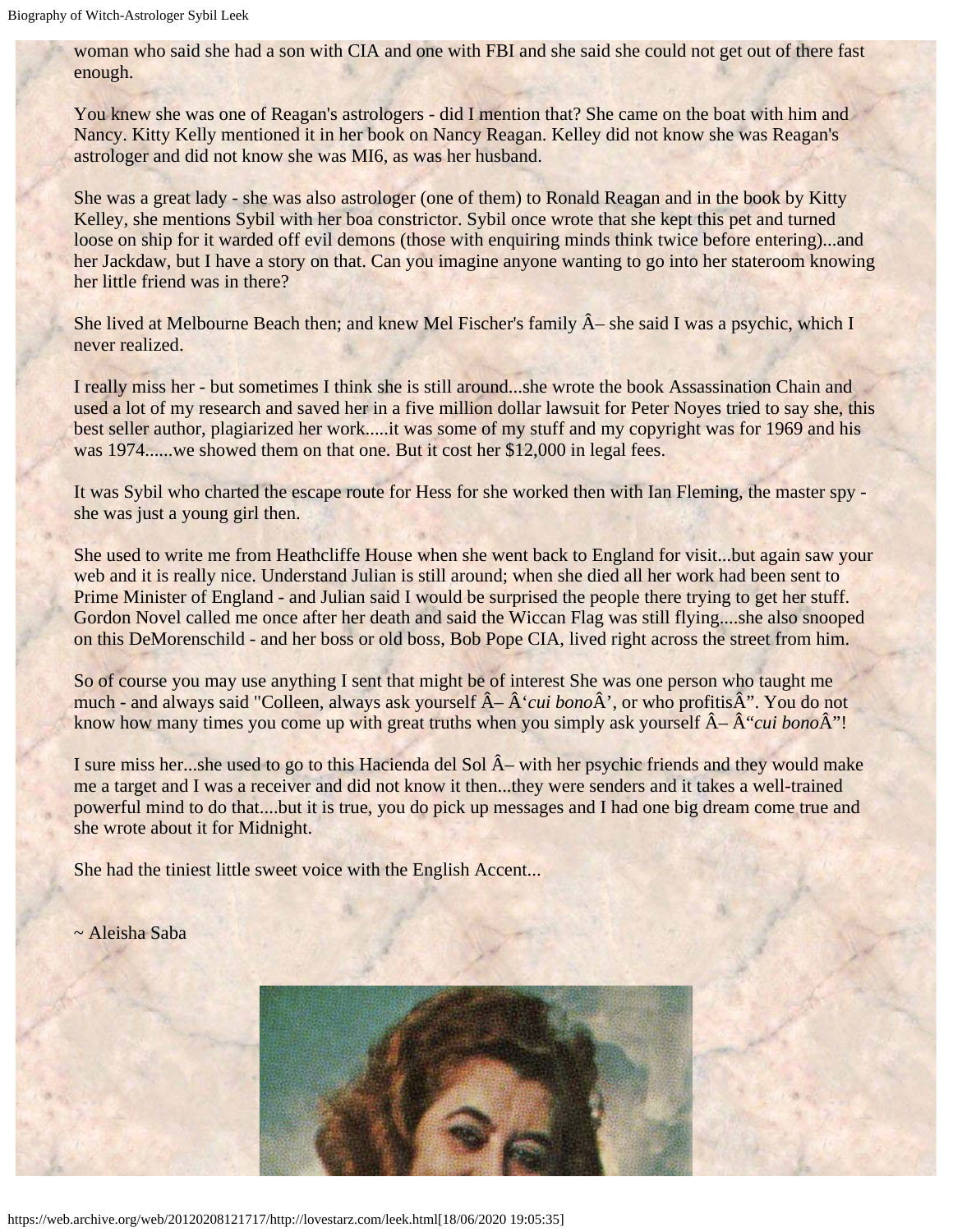woman who said she had a son with CIA and one with FBI and she said she could not get out of there fast enough.

You knew she was one of Reagan's astrologers - did I mention that? She came on the boat with him and Nancy. Kitty Kelly mentioned it in her book on Nancy Reagan. Kelley did not know she was Reagan's astrologer and did not know she was MI6, as was her husband.

She was a great lady - she was also astrologer (one of them) to Ronald Reagan and in the book by Kitty Kelley, she mentions Sybil with her boa constrictor. Sybil once wrote that she kept this pet and turned loose on ship for it warded off evil demons (those with enquiring minds think twice before entering)...and her Jackdaw, but I have a story on that. Can you imagine anyone wanting to go into her stateroom knowing her little friend was in there?

She lived at Melbourne Beach then; and knew Mel Fischer's family Â– she said I was a psychic, which I never realized.

I really miss her - but sometimes I think she is still around...she wrote the book Assassination Chain and used a lot of my research and saved her in a five million dollar lawsuit for Peter Noyes tried to say she, this best seller author, plagiarized her work.....it was some of my stuff and my copyright was for 1969 and his was 1974......we showed them on that one. But it cost her $12,000 in legal fees.

It was Sybil who charted the escape route for Hess for she worked then with Ian Fleming, the master spy - she was just a young girl then.

She used to write me from Heathcliffe House when she went back to England for visit...but again saw your web and it is really nice. Understand Julian is still around; when she died all her work had been sent to Prime Minister of England - and Julian said I would be surprised the people there trying to get her stuff. Gordon Novel called me once after her death and said the Wiccan Flag was still flying....she also snooped on this DeMorenschild - and her boss or old boss, Bob Pope CIA, lived right across the street from him.

So of course you may use anything I sent that might be of interest She was one person who taught me much - and always said "Colleen, always ask yourself Â– Â‘*cui bono*Â’, or who profitisÂ”. You do not know how many times you come up with great truths when you simply ask yourself Â– Â“*cui bono*Â”!

I sure miss her...she used to go to this Hacienda del Sol Â– with her psychic friends and they would make me a target and I was a receiver and did not know it then...they were senders and it takes a well-trained powerful mind to do that....but it is true, you do pick up messages and I had one big dream come true and she wrote about it for Midnight.

She had the tiniest little sweet voice with the English Accent...

~ Aleisha Saba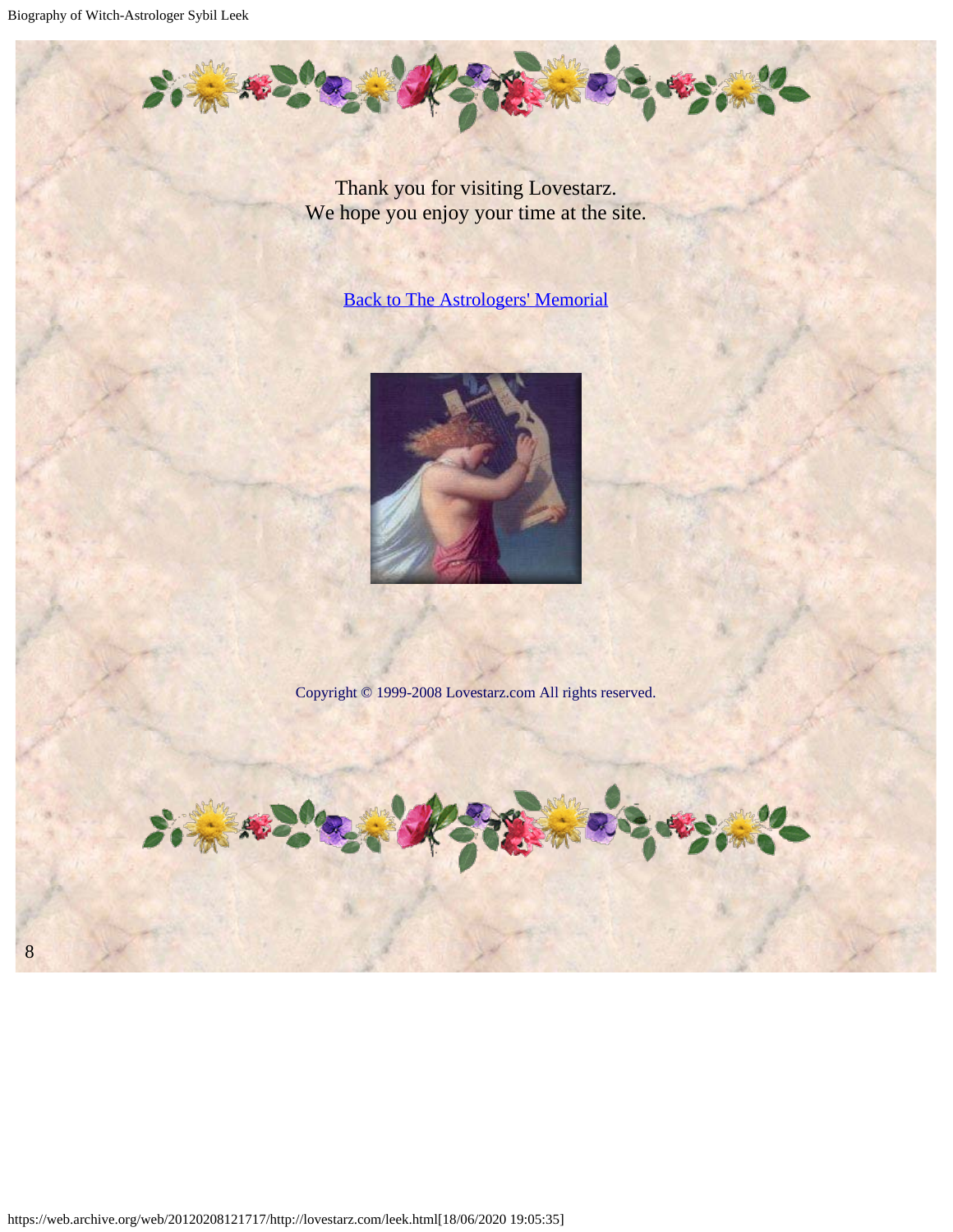Thank you for visiting Lovestarz.
We hope you enjoy your time at the site.

[Back to The Astrologers' Memorial]

Copyright © 1999-2008 Lovestarz.com All rights reserved.